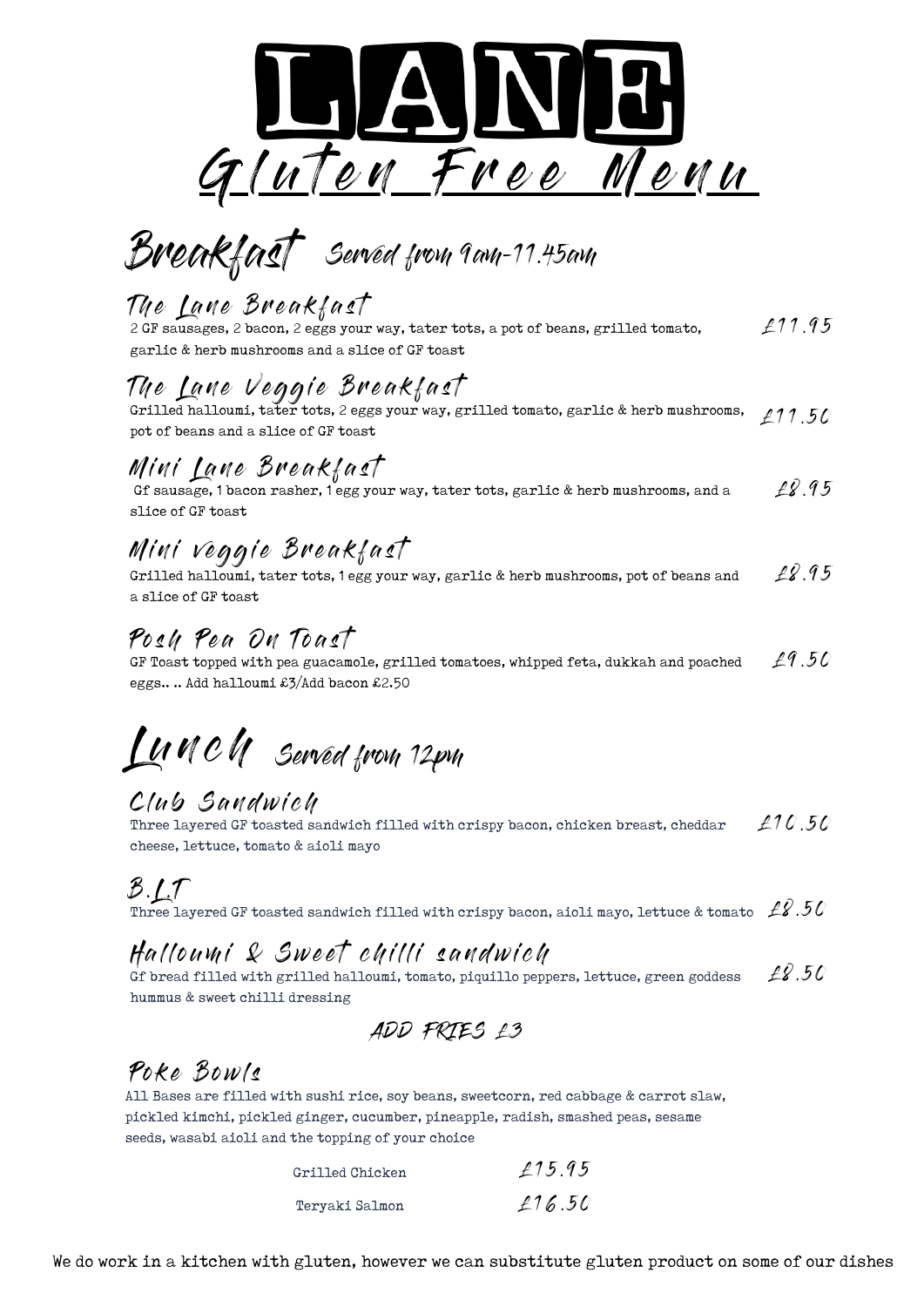# LANE

## Gluten Free Menu

## Breakfast Served from 9am-11.45am

### The Lane Breakfast
2 GF sausages, 2 bacon, 2 eggs your way, tater tots, a pot of beans, grilled tomato, garlic & herb mushrooms and a slice of GF toast — £11.95

### The Lane Veggie Breakfast
Grilled halloumi, tater tots, 2 eggs your way, grilled tomato, garlic & herb mushrooms, pot of beans and a slice of GF toast — £11.50

### Mini Lane Breakfast
Gf sausage, 1 bacon rasher, 1 egg your way, tater tots, garlic & herb mushrooms, and a slice of GF toast — £8.95

### Mini veggie Breakfast
Grilled halloumi, tater tots, 1 egg your way, garlic & herb mushrooms, pot of beans and a slice of GF toast — £8.95

### Posh Pea On Toast
GF Toast topped with pea guacamole, grilled tomatoes, whipped feta, dukkah and poached eggs.. .. Add halloumi £3/Add bacon £2.50 — £9.50

## Lunch Served from 12pm

### Club Sandwich
Three layered GF toasted sandwich filled with crispy bacon, chicken breast, cheddar cheese, lettuce, tomato & aioli mayo — £10.50

### B.L.T
Three layered GF toasted sandwich filled with crispy bacon, aioli mayo, lettuce & tomato — £8.50

### Halloumi & Sweet chilli sandwich
Gf bread filled with grilled halloumi, tomato, piquillo peppers, lettuce, green goddess hummus & sweet chilli dressing — £8.50

ADD FRIES £3

### Poke Bowls
All Bases are filled with sushi rice, soy beans, sweetcorn, red cabbage & carrot slaw, pickled kimchi, pickled ginger, cucumber, pineapple, radish, smashed peas, sesame seeds, wasabi aioli and the topping of your choice

| Topping | Price |
|---|---|
| Grilled Chicken | £15.95 |
| Teryaki Salmon | £16.50 |

We do work in a kitchen with gluten, however we can substitute gluten product on some of our dishes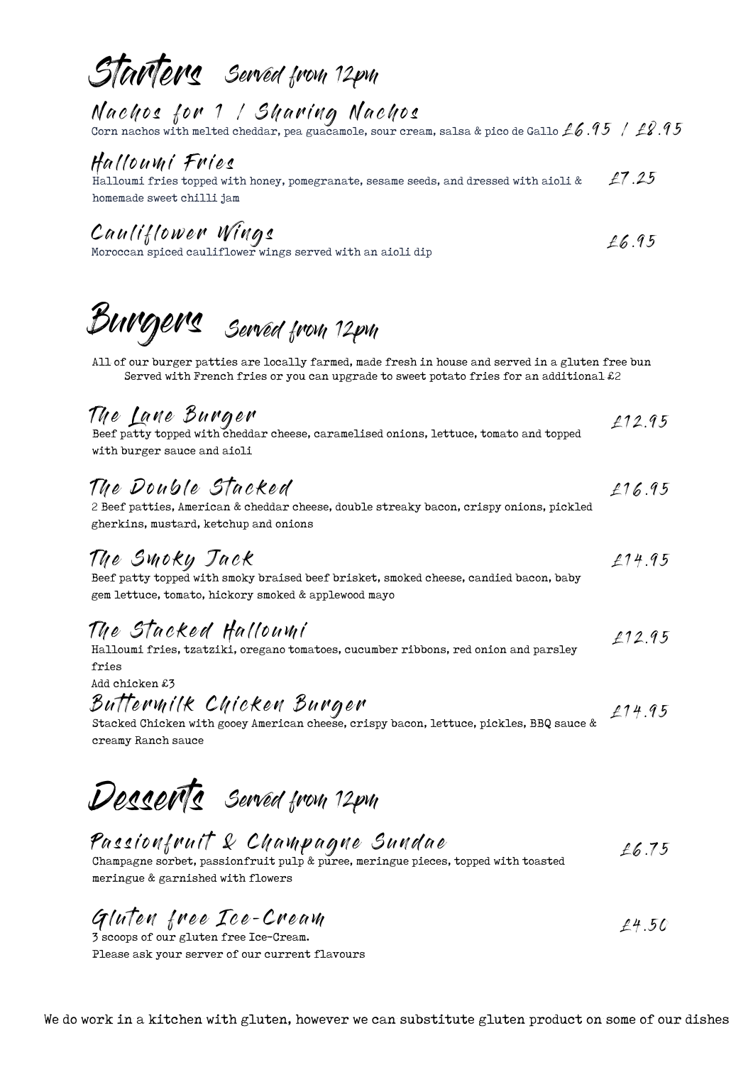# Starters Served from 12pm

### Nachos for 1 / Sharing Nachos
Corn nachos with melted cheddar, pea guacamole, sour cream, salsa & pico de Gallo £6.95 / £8.95

### Halloumi Fries
Halloumi fries topped with honey, pomegranate, sesame seeds, and dressed with aioli & homemade sweet chilli jam £7.25

### Cauliflower Wings
Moroccan spiced cauliflower wings served with an aioli dip £6.95

# Burgers Served from 12pm

All of our burger patties are locally farmed, made fresh in house and served in a gluten free bun
Served with French fries or you can upgrade to sweet potato fries for an additional £2

### The Lane Burger
Beef patty topped with cheddar cheese, caramelised onions, lettuce, tomato and topped with burger sauce and aioli £12.95

### The Double Stacked
2 Beef patties, American & cheddar cheese, double streaky bacon, crispy onions, pickled gherkins, mustard, ketchup and onions £16.95

### The Smoky Jack
Beef patty topped with smoky braised beef brisket, smoked cheese, candied bacon, baby gem lettuce, tomato, hickory smoked & applewood mayo £14.95

### The Stacked Halloumi
Halloumi fries, tzatziki, oregano tomatoes, cucumber ribbons, red onion and parsley fries £12.95
Add chicken £3

### Buttermilk Chicken Burger
Stacked Chicken with gooey American cheese, crispy bacon, lettuce, pickles, BBQ sauce & creamy Ranch sauce £14.95

# Desserts Served from 12pm

### Passionfruit & Champagne Sundae
Champagne sorbet, passionfruit pulp & puree, meringue pieces, topped with toasted meringue & garnished with flowers £6.75

### Gluten free Ice-Cream
3 scoops of our gluten free Ice-Cream.
Please ask your server of our current flavours £4.50

We do work in a kitchen with gluten, however we can substitute gluten product on some of our dishes